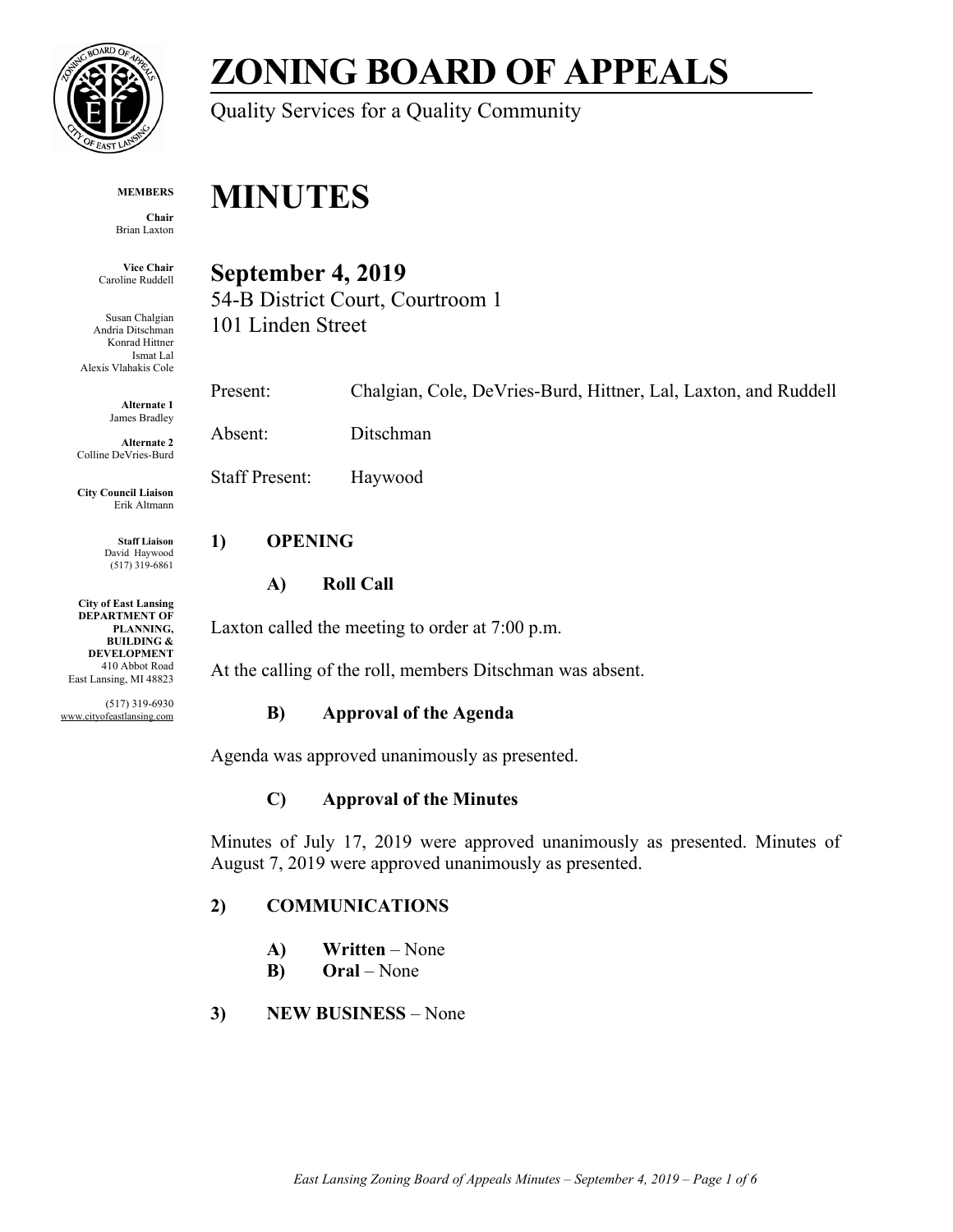# ZONING BOARD OF APPEALS

Quality Services for a Quality Community

**MEMBERS**

**Chair**
Brian Laxton

**Vice Chair**
Caroline Ruddell

Susan Chalgian
Andria Ditschman
Konrad Hittner
Ismat Lal
Alexis Vlahakis Cole

**Alternate 1**
James Bradley

**Alternate 2**
Colline DeVries-Burd

**City Council Liaison**
Erik Altmann

**Staff Liaison**
David Haywood
(517) 319-6861

**City of East Lansing**
**DEPARTMENT OF PLANNING, BUILDING & DEVELOPMENT**
410 Abbot Road
East Lansing, MI 48823

(517) 319-6930
www.cityofeastlansing.com

# MINUTES

## September 4, 2019

54-B District Court, Courtroom 1
101 Linden Street

Present: Chalgian, Cole, DeVries-Burd, Hittner, Lal, Laxton, and Ruddell

Absent: Ditschman

Staff Present: Haywood

## 1) OPENING

### A) Roll Call

Laxton called the meeting to order at 7:00 p.m.

At the calling of the roll, members Ditschman was absent.

### B) Approval of the Agenda

Agenda was approved unanimously as presented.

### C) Approval of the Minutes

Minutes of July 17, 2019 were approved unanimously as presented. Minutes of August 7, 2019 were approved unanimously as presented.

## 2) COMMUNICATIONS

- **A) Written** – None
- **B) Oral** – None

## 3) NEW BUSINESS – None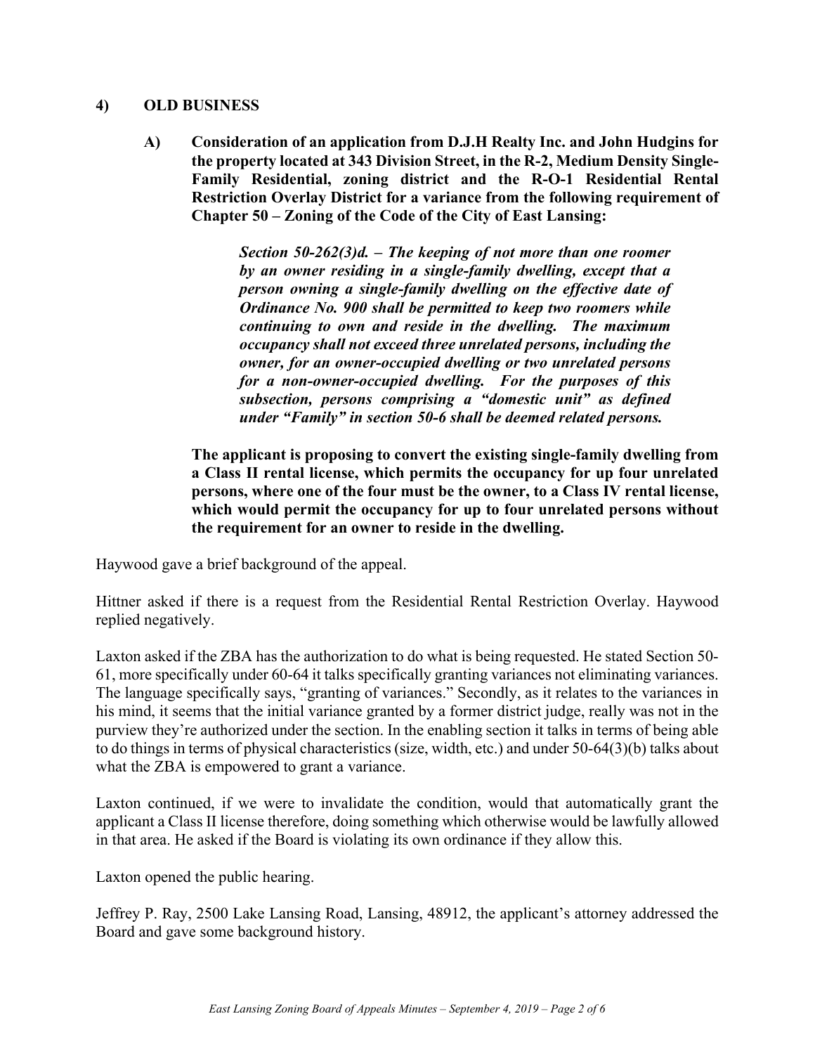## 4) OLD BUSINESS

**A) Consideration of an application from D.J.H Realty Inc. and John Hudgins for the property located at 343 Division Street, in the R-2, Medium Density Single-Family Residential, zoning district and the R-O-1 Residential Rental Restriction Overlay District for a variance from the following requirement of Chapter 50 – Zoning of the Code of the City of East Lansing:**

> ***Section 50-262(3)d. – The keeping of not more than one roomer by an owner residing in a single-family dwelling, except that a person owning a single-family dwelling on the effective date of Ordinance No. 900 shall be permitted to keep two roomers while continuing to own and reside in the dwelling. The maximum occupancy shall not exceed three unrelated persons, including the owner, for an owner-occupied dwelling or two unrelated persons for a non-owner-occupied dwelling. For the purposes of this subsection, persons comprising a "domestic unit" as defined under "Family" in section 50-6 shall be deemed related persons.***

**The applicant is proposing to convert the existing single-family dwelling from a Class II rental license, which permits the occupancy for up four unrelated persons, where one of the four must be the owner, to a Class IV rental license, which would permit the occupancy for up to four unrelated persons without the requirement for an owner to reside in the dwelling.**

Haywood gave a brief background of the appeal.

Hittner asked if there is a request from the Residential Rental Restriction Overlay. Haywood replied negatively.

Laxton asked if the ZBA has the authorization to do what is being requested. He stated Section 50-61, more specifically under 60-64 it talks specifically granting variances not eliminating variances. The language specifically says, "granting of variances." Secondly, as it relates to the variances in his mind, it seems that the initial variance granted by a former district judge, really was not in the purview they're authorized under the section. In the enabling section it talks in terms of being able to do things in terms of physical characteristics (size, width, etc.) and under 50-64(3)(b) talks about what the ZBA is empowered to grant a variance.

Laxton continued, if we were to invalidate the condition, would that automatically grant the applicant a Class II license therefore, doing something which otherwise would be lawfully allowed in that area. He asked if the Board is violating its own ordinance if they allow this.

Laxton opened the public hearing.

Jeffrey P. Ray, 2500 Lake Lansing Road, Lansing, 48912, the applicant's attorney addressed the Board and gave some background history.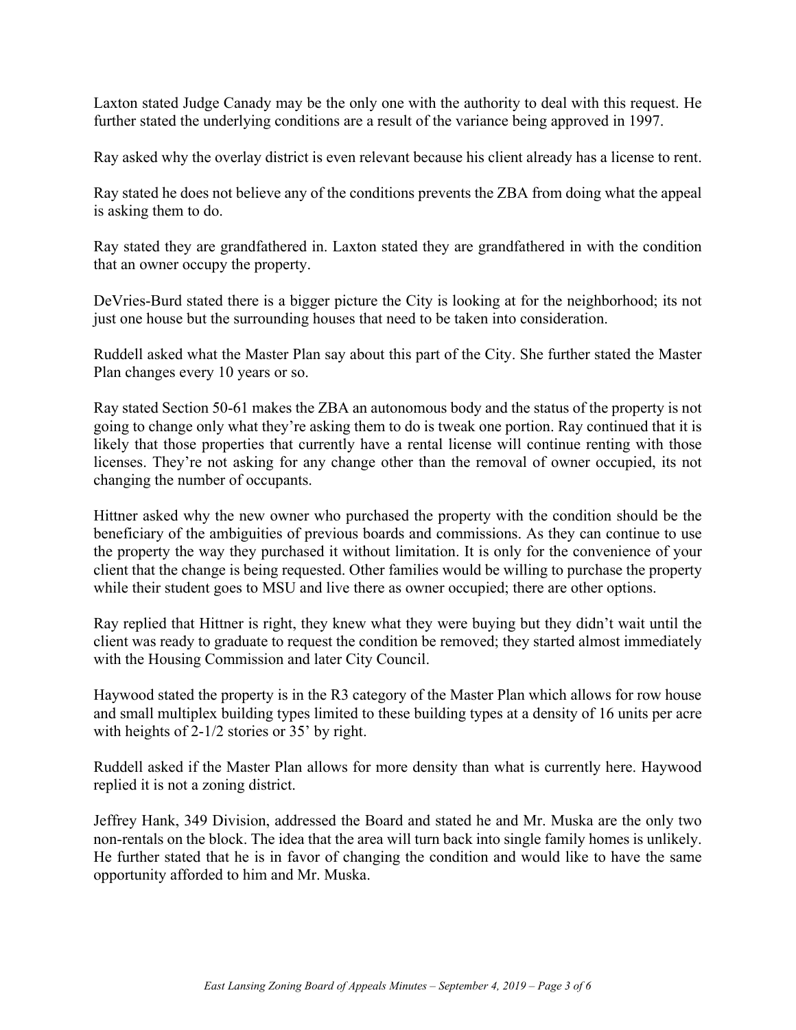Laxton stated Judge Canady may be the only one with the authority to deal with this request. He further stated the underlying conditions are a result of the variance being approved in 1997.

Ray asked why the overlay district is even relevant because his client already has a license to rent.

Ray stated he does not believe any of the conditions prevents the ZBA from doing what the appeal is asking them to do.

Ray stated they are grandfathered in. Laxton stated they are grandfathered in with the condition that an owner occupy the property.

DeVries-Burd stated there is a bigger picture the City is looking at for the neighborhood; its not just one house but the surrounding houses that need to be taken into consideration.

Ruddell asked what the Master Plan say about this part of the City. She further stated the Master Plan changes every 10 years or so.

Ray stated Section 50-61 makes the ZBA an autonomous body and the status of the property is not going to change only what they're asking them to do is tweak one portion. Ray continued that it is likely that those properties that currently have a rental license will continue renting with those licenses. They're not asking for any change other than the removal of owner occupied, its not changing the number of occupants.

Hittner asked why the new owner who purchased the property with the condition should be the beneficiary of the ambiguities of previous boards and commissions. As they can continue to use the property the way they purchased it without limitation. It is only for the convenience of your client that the change is being requested. Other families would be willing to purchase the property while their student goes to MSU and live there as owner occupied; there are other options.

Ray replied that Hittner is right, they knew what they were buying but they didn't wait until the client was ready to graduate to request the condition be removed; they started almost immediately with the Housing Commission and later City Council.

Haywood stated the property is in the R3 category of the Master Plan which allows for row house and small multiplex building types limited to these building types at a density of 16 units per acre with heights of 2-1/2 stories or 35' by right.

Ruddell asked if the Master Plan allows for more density than what is currently here. Haywood replied it is not a zoning district.

Jeffrey Hank, 349 Division, addressed the Board and stated he and Mr. Muska are the only two non-rentals on the block. The idea that the area will turn back into single family homes is unlikely. He further stated that he is in favor of changing the condition and would like to have the same opportunity afforded to him and Mr. Muska.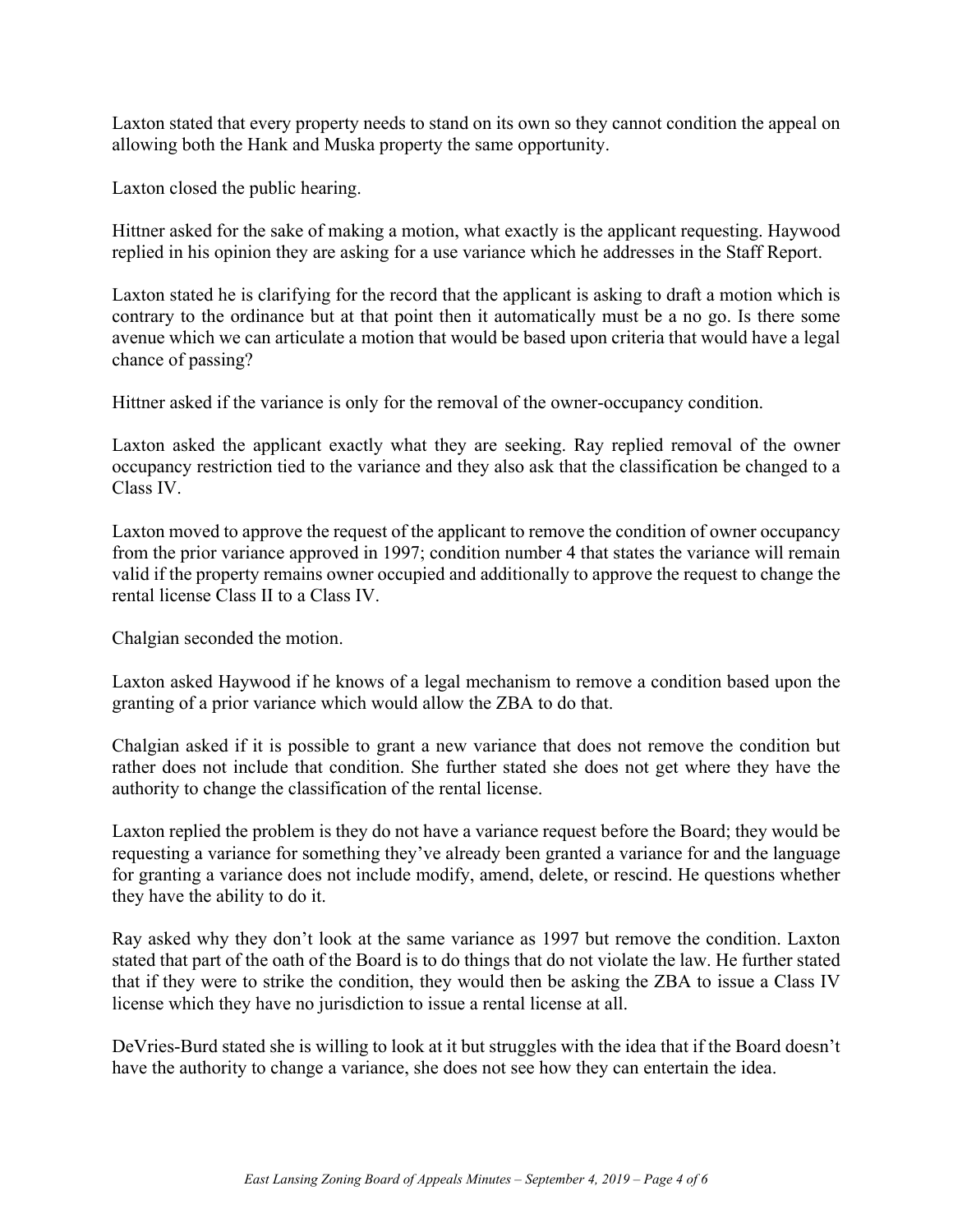Laxton stated that every property needs to stand on its own so they cannot condition the appeal on allowing both the Hank and Muska property the same opportunity.

Laxton closed the public hearing.

Hittner asked for the sake of making a motion, what exactly is the applicant requesting. Haywood replied in his opinion they are asking for a use variance which he addresses in the Staff Report.

Laxton stated he is clarifying for the record that the applicant is asking to draft a motion which is contrary to the ordinance but at that point then it automatically must be a no go. Is there some avenue which we can articulate a motion that would be based upon criteria that would have a legal chance of passing?

Hittner asked if the variance is only for the removal of the owner-occupancy condition.

Laxton asked the applicant exactly what they are seeking. Ray replied removal of the owner occupancy restriction tied to the variance and they also ask that the classification be changed to a Class IV.

Laxton moved to approve the request of the applicant to remove the condition of owner occupancy from the prior variance approved in 1997; condition number 4 that states the variance will remain valid if the property remains owner occupied and additionally to approve the request to change the rental license Class II to a Class IV.

Chalgian seconded the motion.

Laxton asked Haywood if he knows of a legal mechanism to remove a condition based upon the granting of a prior variance which would allow the ZBA to do that.

Chalgian asked if it is possible to grant a new variance that does not remove the condition but rather does not include that condition. She further stated she does not get where they have the authority to change the classification of the rental license.

Laxton replied the problem is they do not have a variance request before the Board; they would be requesting a variance for something they've already been granted a variance for and the language for granting a variance does not include modify, amend, delete, or rescind. He questions whether they have the ability to do it.

Ray asked why they don't look at the same variance as 1997 but remove the condition. Laxton stated that part of the oath of the Board is to do things that do not violate the law. He further stated that if they were to strike the condition, they would then be asking the ZBA to issue a Class IV license which they have no jurisdiction to issue a rental license at all.

DeVries-Burd stated she is willing to look at it but struggles with the idea that if the Board doesn't have the authority to change a variance, she does not see how they can entertain the idea.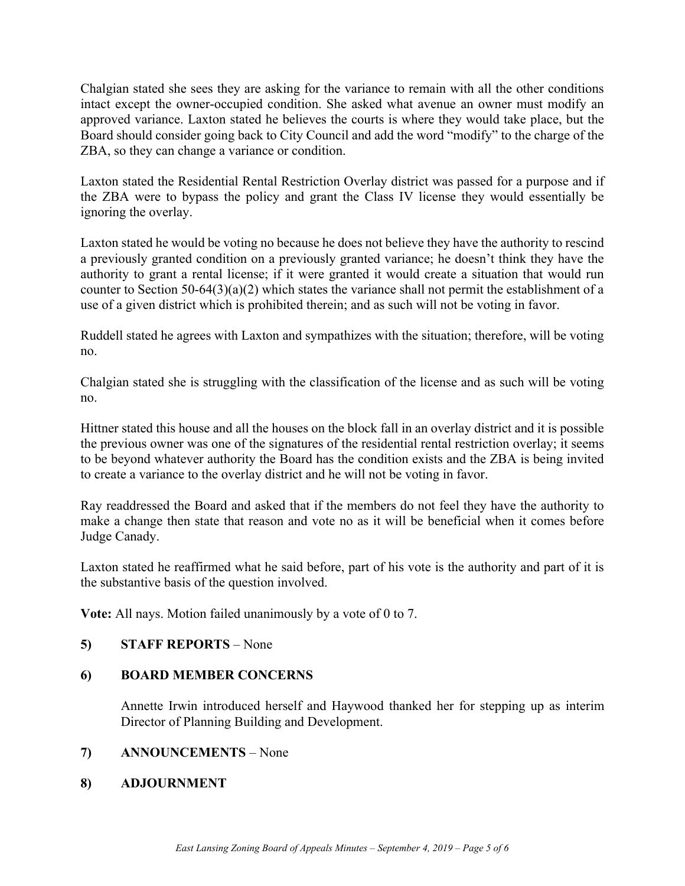Chalgian stated she sees they are asking for the variance to remain with all the other conditions intact except the owner-occupied condition. She asked what avenue an owner must modify an approved variance. Laxton stated he believes the courts is where they would take place, but the Board should consider going back to City Council and add the word "modify" to the charge of the ZBA, so they can change a variance or condition.

Laxton stated the Residential Rental Restriction Overlay district was passed for a purpose and if the ZBA were to bypass the policy and grant the Class IV license they would essentially be ignoring the overlay.

Laxton stated he would be voting no because he does not believe they have the authority to rescind a previously granted condition on a previously granted variance; he doesn't think they have the authority to grant a rental license; if it were granted it would create a situation that would run counter to Section 50-64(3)(a)(2) which states the variance shall not permit the establishment of a use of a given district which is prohibited therein; and as such will not be voting in favor.

Ruddell stated he agrees with Laxton and sympathizes with the situation; therefore, will be voting no.

Chalgian stated she is struggling with the classification of the license and as such will be voting no.

Hittner stated this house and all the houses on the block fall in an overlay district and it is possible the previous owner was one of the signatures of the residential rental restriction overlay; it seems to be beyond whatever authority the Board has the condition exists and the ZBA is being invited to create a variance to the overlay district and he will not be voting in favor.

Ray readdressed the Board and asked that if the members do not feel they have the authority to make a change then state that reason and vote no as it will be beneficial when it comes before Judge Canady.

Laxton stated he reaffirmed what he said before, part of his vote is the authority and part of it is the substantive basis of the question involved.

**Vote:** All nays. Motion failed unanimously by a vote of 0 to 7.

## 5) STAFF REPORTS – None

## 6) BOARD MEMBER CONCERNS

Annette Irwin introduced herself and Haywood thanked her for stepping up as interim Director of Planning Building and Development.

## 7) ANNOUNCEMENTS – None

## 8) ADJOURNMENT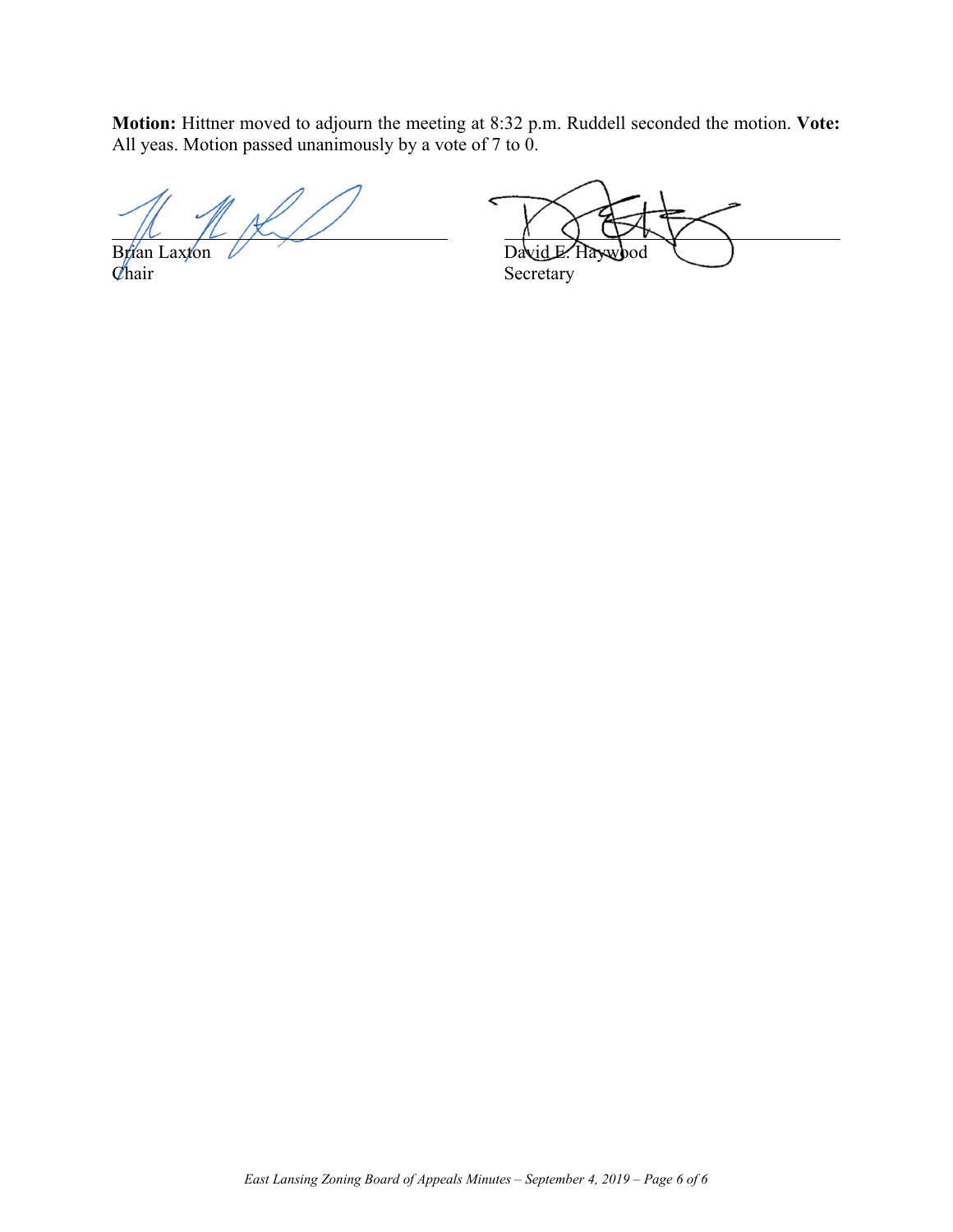**Motion:** Hittner moved to adjourn the meeting at 8:32 p.m. Ruddell seconded the motion. **Vote:** All yeas. Motion passed unanimously by a vote of 7 to 0.

Brian Laxton
Chair

David E. Haywood
Secretary